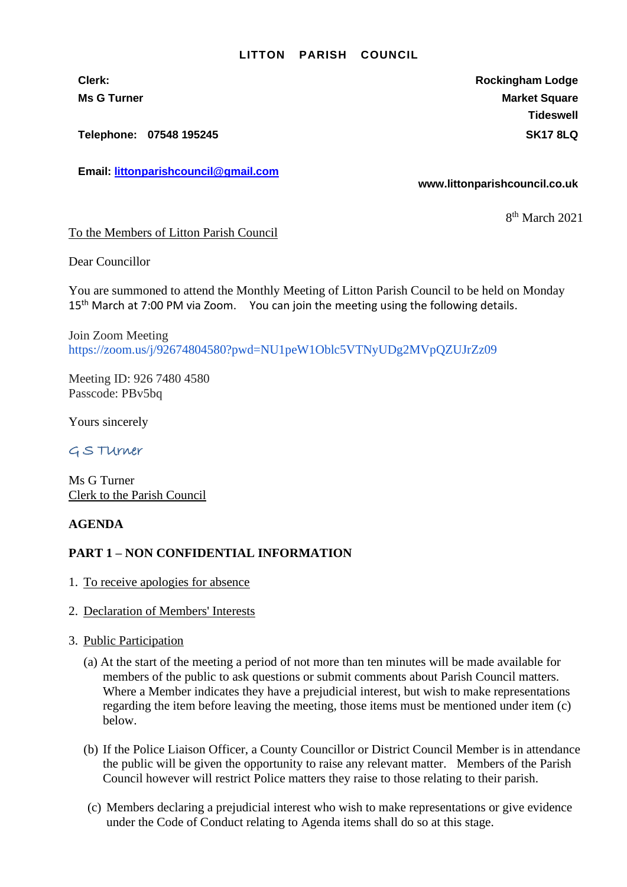# LITTON PARISH COUNCIL

**Clerk:**
**Ms G Turner**

**Telephone: 07548 195245**

**Email: [littonparishcouncil@gmail.com](mailto:littonparishcouncil@gmail.com)**

**Rockingham Lodge**
**Market Square**
**Tideswell**
**SK17 8LQ**

**www.littonparishcouncil.co.uk**

8th March 2021

To the Members of Litton Parish Council

Dear Councillor

You are summoned to attend the Monthly Meeting of Litton Parish Council to be held on Monday 15th March at 7:00 PM via Zoom. You can join the meeting using the following details.

Join Zoom Meeting
https://zoom.us/j/92674804580?pwd=NU1peW1Oblc5VTNyUDg2MVpQZUJrZz09

Meeting ID: 926 7480 4580
Passcode: PBv5bq

Yours sincerely

G S Turner

Ms G Turner
Clerk to the Parish Council

**AGENDA**

**PART 1 – NON CONFIDENTIAL INFORMATION**

1. To receive apologies for absence

2. Declaration of Members' Interests

3. Public Participation

   (a) At the start of the meeting a period of not more than ten minutes will be made available for members of the public to ask questions or submit comments about Parish Council matters. Where a Member indicates they have a prejudicial interest, but wish to make representations regarding the item before leaving the meeting, those items must be mentioned under item (c) below.

   (b) If the Police Liaison Officer, a County Councillor or District Council Member is in attendance the public will be given the opportunity to raise any relevant matter. Members of the Parish Council however will restrict Police matters they raise to those relating to their parish.

   (c) Members declaring a prejudicial interest who wish to make representations or give evidence under the Code of Conduct relating to Agenda items shall do so at this stage.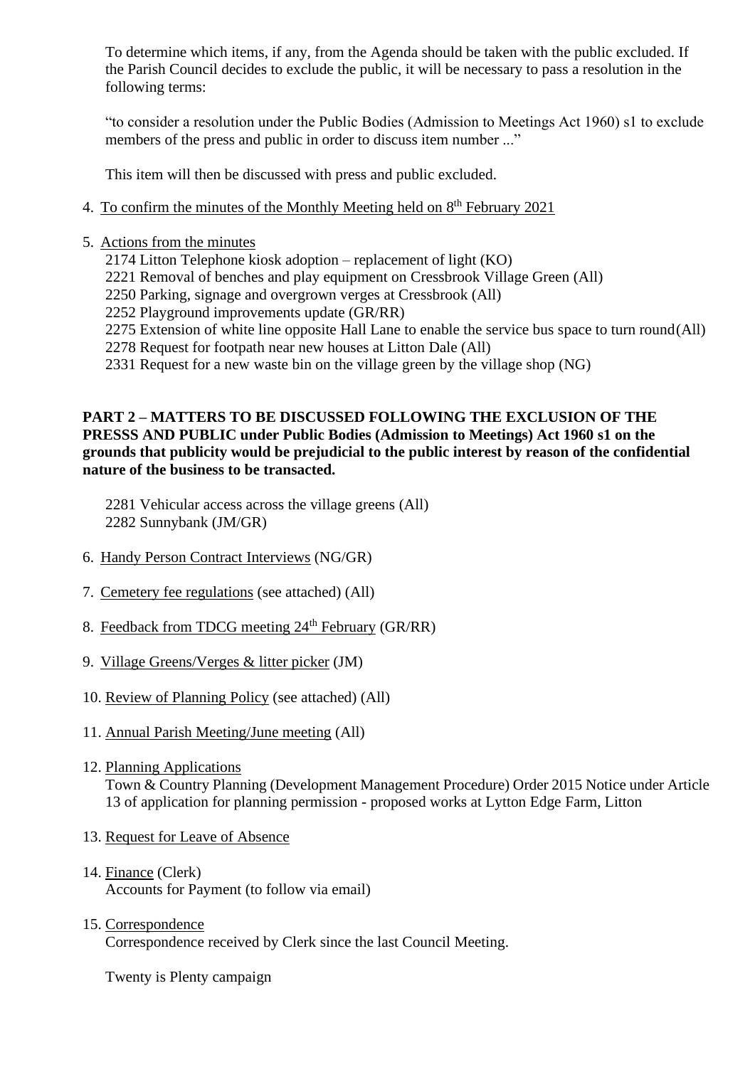To determine which items, if any, from the Agenda should be taken with the public excluded. If the Parish Council decides to exclude the public, it will be necessary to pass a resolution in the following terms:

"to consider a resolution under the Public Bodies (Admission to Meetings Act 1960) s1 to exclude members of the press and public in order to discuss item number ..."

This item will then be discussed with press and public excluded.

4. To confirm the minutes of the Monthly Meeting held on 8th February 2021

5. Actions from the minutes
   2174 Litton Telephone kiosk adoption – replacement of light (KO)
   2221 Removal of benches and play equipment on Cressbrook Village Green (All)
   2250 Parking, signage and overgrown verges at Cressbrook (All)
   2252 Playground improvements update (GR/RR)
   2275 Extension of white line opposite Hall Lane to enable the service bus space to turn round(All)
   2278 Request for footpath near new houses at Litton Dale (All)
   2331 Request for a new waste bin on the village green by the village shop (NG)

**PART 2 – MATTERS TO BE DISCUSSED FOLLOWING THE EXCLUSION OF THE PRESSS AND PUBLIC under Public Bodies (Admission to Meetings) Act 1960 s1 on the grounds that publicity would be prejudicial to the public interest by reason of the confidential nature of the business to be transacted.**

   2281 Vehicular access across the village greens (All)
   2282 Sunnybank (JM/GR)

6. Handy Person Contract Interviews (NG/GR)

7. Cemetery fee regulations (see attached) (All)

8. Feedback from TDCG meeting 24th February (GR/RR)

9. Village Greens/Verges & litter picker (JM)

10. Review of Planning Policy (see attached) (All)

11. Annual Parish Meeting/June meeting (All)

12. Planning Applications
    Town & Country Planning (Development Management Procedure) Order 2015 Notice under Article 13 of application for planning permission - proposed works at Lytton Edge Farm, Litton

13. Request for Leave of Absence

14. Finance (Clerk)
    Accounts for Payment (to follow via email)

15. Correspondence
    Correspondence received by Clerk since the last Council Meeting.

    Twenty is Plenty campaign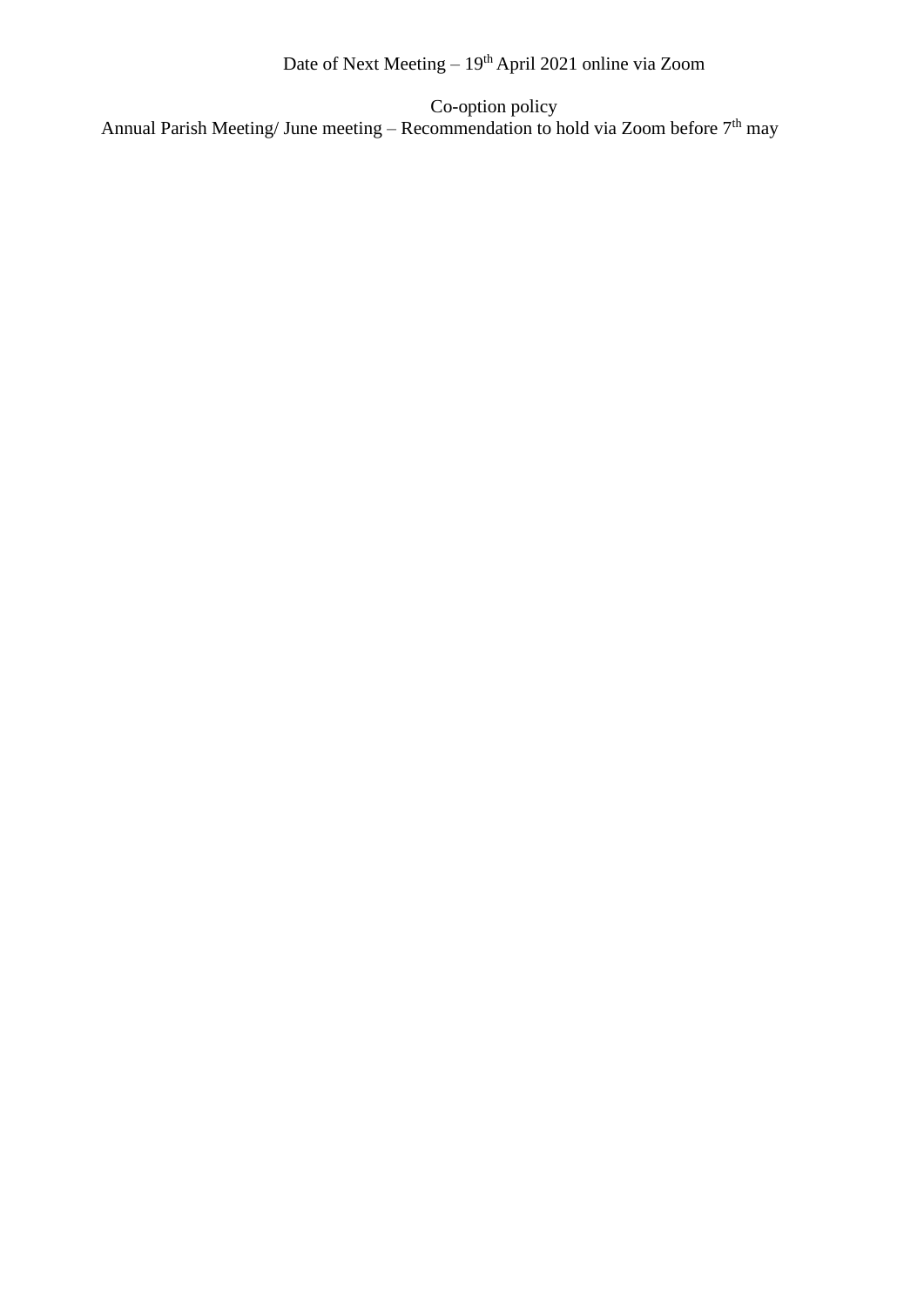Date of Next Meeting – 19th April 2021 online via Zoom

Co-option policy

Annual Parish Meeting/ June meeting – Recommendation to hold via Zoom before 7th may